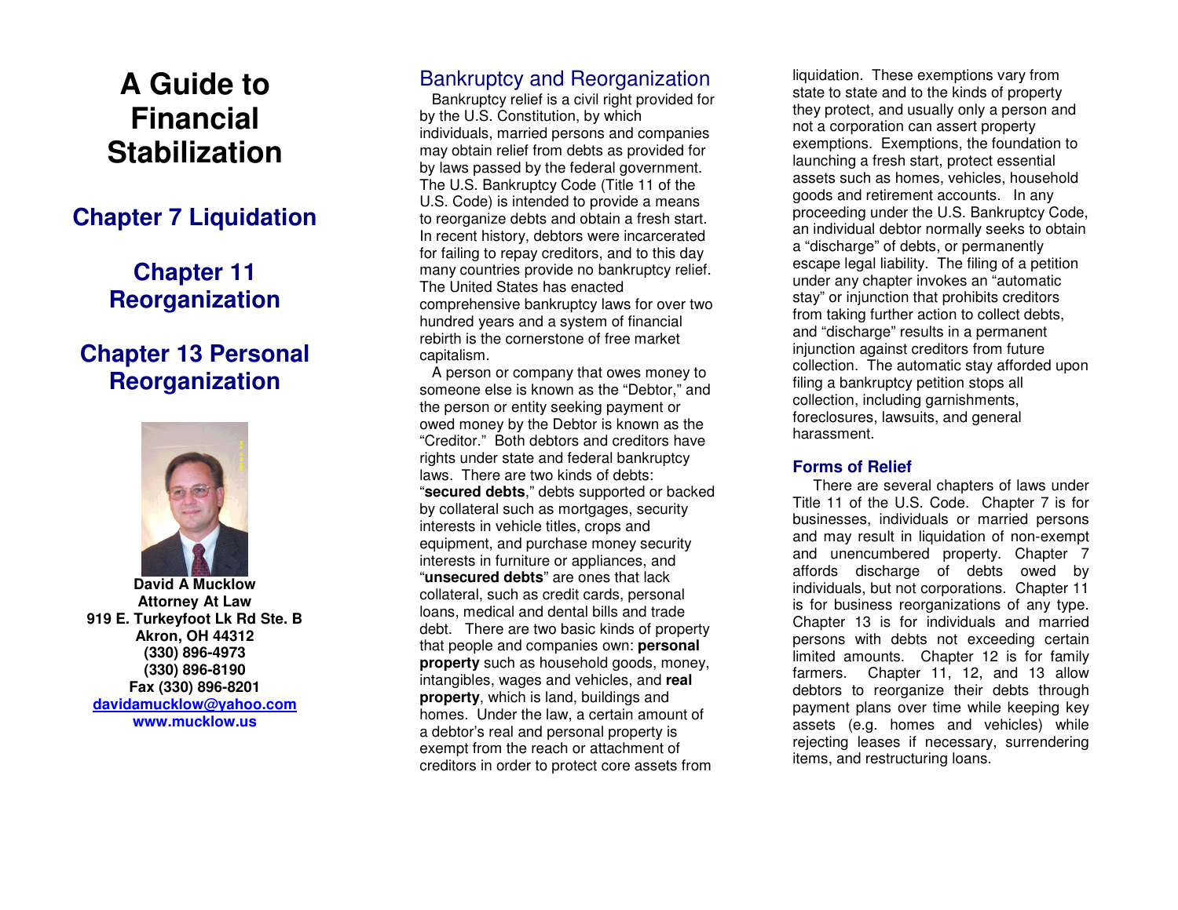# A Guide to Financial Stabilization

## Chapter 7 Liquidation

## Chapter 11 Reorganization

## Chapter 13 Personal Reorganization

**David A Mucklow**
**Attorney At Law**
**919 E. Turkeyfoot Lk Rd Ste. B**
**Akron, OH 44312**
**(330) 896-4973**
**(330) 896-8190**
**Fax (330) 896-8201**
**davidamucklow@yahoo.com**
**www.mucklow.us**

## Bankruptcy and Reorganization

Bankruptcy relief is a civil right provided for by the U.S. Constitution, by which individuals, married persons and companies may obtain relief from debts as provided for by laws passed by the federal government. The U.S. Bankruptcy Code (Title 11 of the U.S. Code) is intended to provide a means to reorganize debts and obtain a fresh start. In recent history, debtors were incarcerated for failing to repay creditors, and to this day many countries provide no bankruptcy relief. The United States has enacted comprehensive bankruptcy laws for over two hundred years and a system of financial rebirth is the cornerstone of free market capitalism.

A person or company that owes money to someone else is known as the "Debtor," and the person or entity seeking payment or owed money by the Debtor is known as the "Creditor." Both debtors and creditors have rights under state and federal bankruptcy laws. There are two kinds of debts: "**secured debts**," debts supported or backed by collateral such as mortgages, security interests in vehicle titles, crops and equipment, and purchase money security interests in furniture or appliances, and "**unsecured debts**" are ones that lack collateral, such as credit cards, personal loans, medical and dental bills and trade debt. There are two basic kinds of property that people and companies own: **personal property** such as household goods, money, intangibles, wages and vehicles, and **real property**, which is land, buildings and homes. Under the law, a certain amount of a debtor's real and personal property is exempt from the reach or attachment of creditors in order to protect core assets from liquidation. These exemptions vary from state to state and to the kinds of property they protect, and usually only a person and not a corporation can assert property exemptions. Exemptions, the foundation to launching a fresh start, protect essential assets such as homes, vehicles, household goods and retirement accounts. In any proceeding under the U.S. Bankruptcy Code, an individual debtor normally seeks to obtain a "discharge" of debts, or permanently escape legal liability. The filing of a petition under any chapter invokes an "automatic stay" or injunction that prohibits creditors from taking further action to collect debts, and "discharge" results in a permanent injunction against creditors from future collection. The automatic stay afforded upon filing a bankruptcy petition stops all collection, including garnishments, foreclosures, lawsuits, and general harassment.

### Forms of Relief

There are several chapters of laws under Title 11 of the U.S. Code. Chapter 7 is for businesses, individuals or married persons and may result in liquidation of non-exempt and unencumbered property. Chapter 7 affords discharge of debts owed by individuals, but not corporations. Chapter 11 is for business reorganizations of any type. Chapter 13 is for individuals and married persons with debts not exceeding certain limited amounts. Chapter 12 is for family farmers. Chapter 11, 12, and 13 allow debtors to reorganize their debts through payment plans over time while keeping key assets (e.g. homes and vehicles) while rejecting leases if necessary, surrendering items, and restructuring loans.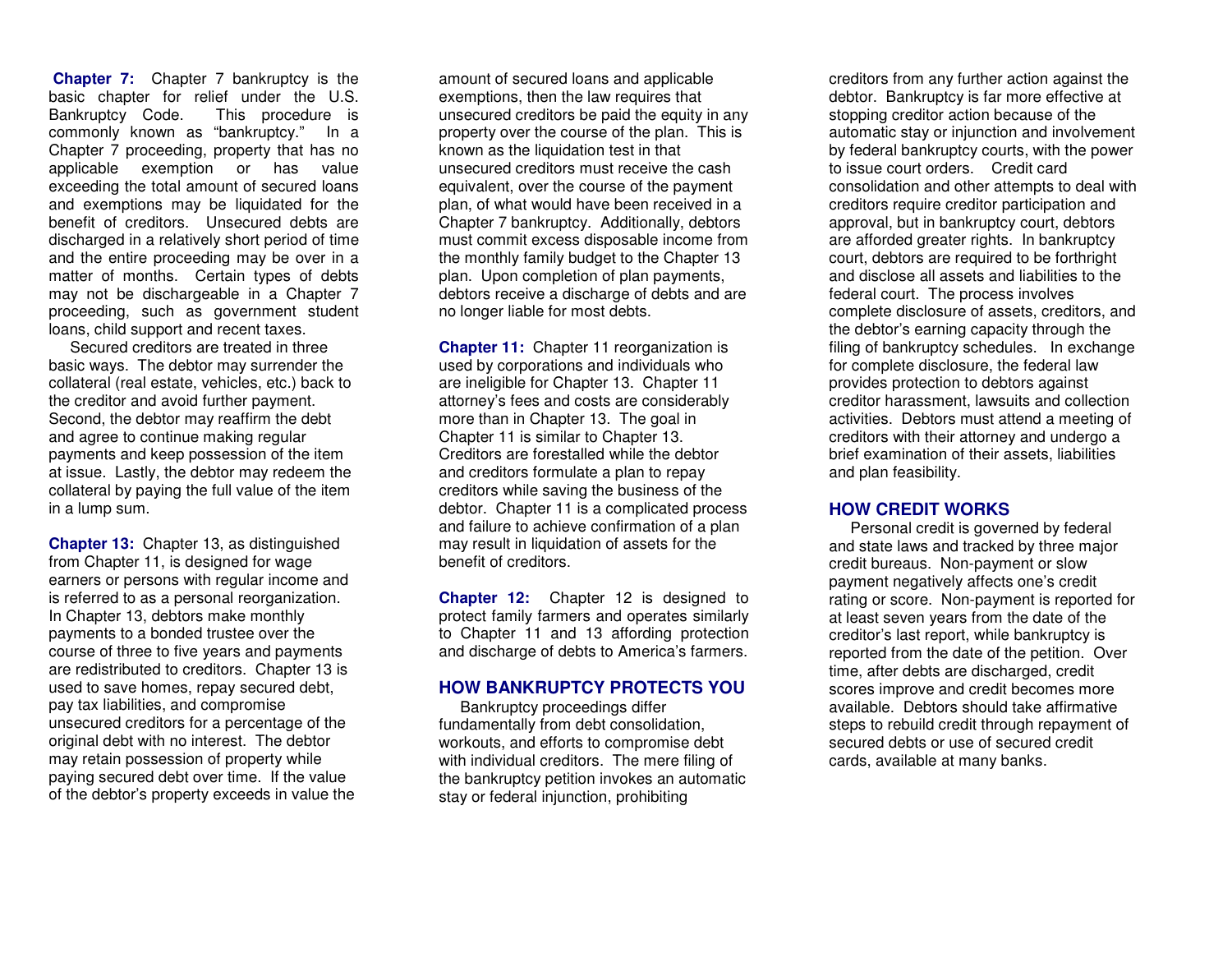**Chapter 7:** Chapter 7 bankruptcy is the basic chapter for relief under the U.S. Bankruptcy Code. This procedure is commonly known as "bankruptcy." In a Chapter 7 proceeding, property that has no applicable exemption or has value exceeding the total amount of secured loans and exemptions may be liquidated for the benefit of creditors. Unsecured debts are discharged in a relatively short period of time and the entire proceeding may be over in a matter of months. Certain types of debts may not be dischargeable in a Chapter 7 proceeding, such as government student loans, child support and recent taxes.

Secured creditors are treated in three basic ways. The debtor may surrender the collateral (real estate, vehicles, etc.) back to the creditor and avoid further payment. Second, the debtor may reaffirm the debt and agree to continue making regular payments and keep possession of the item at issue. Lastly, the debtor may redeem the collateral by paying the full value of the item in a lump sum.

**Chapter 13:** Chapter 13, as distinguished from Chapter 11, is designed for wage earners or persons with regular income and is referred to as a personal reorganization. In Chapter 13, debtors make monthly payments to a bonded trustee over the course of three to five years and payments are redistributed to creditors. Chapter 13 is used to save homes, repay secured debt, pay tax liabilities, and compromise unsecured creditors for a percentage of the original debt with no interest. The debtor may retain possession of property while paying secured debt over time. If the value of the debtor's property exceeds in value the amount of secured loans and applicable exemptions, then the law requires that unsecured creditors be paid the equity in any property over the course of the plan. This is known as the liquidation test in that unsecured creditors must receive the cash equivalent, over the course of the payment plan, of what would have been received in a Chapter 7 bankruptcy. Additionally, debtors must commit excess disposable income from the monthly family budget to the Chapter 13 plan. Upon completion of plan payments, debtors receive a discharge of debts and are no longer liable for most debts.

**Chapter 11:** Chapter 11 reorganization is used by corporations and individuals who are ineligible for Chapter 13. Chapter 11 attorney's fees and costs are considerably more than in Chapter 13. The goal in Chapter 11 is similar to Chapter 13. Creditors are forestalled while the debtor and creditors formulate a plan to repay creditors while saving the business of the debtor. Chapter 11 is a complicated process and failure to achieve confirmation of a plan may result in liquidation of assets for the benefit of creditors.

**Chapter 12:** Chapter 12 is designed to protect family farmers and operates similarly to Chapter 11 and 13 affording protection and discharge of debts to America's farmers.

## HOW BANKRUPTCY PROTECTS YOU

Bankruptcy proceedings differ fundamentally from debt consolidation, workouts, and efforts to compromise debt with individual creditors. The mere filing of the bankruptcy petition invokes an automatic stay or federal injunction, prohibiting creditors from any further action against the debtor. Bankruptcy is far more effective at stopping creditor action because of the automatic stay or injunction and involvement by federal bankruptcy courts, with the power to issue court orders. Credit card consolidation and other attempts to deal with creditors require creditor participation and approval, but in bankruptcy court, debtors are afforded greater rights. In bankruptcy court, debtors are required to be forthright and disclose all assets and liabilities to the federal court. The process involves complete disclosure of assets, creditors, and the debtor's earning capacity through the filing of bankruptcy schedules. In exchange for complete disclosure, the federal law provides protection to debtors against creditor harassment, lawsuits and collection activities. Debtors must attend a meeting of creditors with their attorney and undergo a brief examination of their assets, liabilities and plan feasibility.

## HOW CREDIT WORKS

Personal credit is governed by federal and state laws and tracked by three major credit bureaus. Non-payment or slow payment negatively affects one's credit rating or score. Non-payment is reported for at least seven years from the date of the creditor's last report, while bankruptcy is reported from the date of the petition. Over time, after debts are discharged, credit scores improve and credit becomes more available. Debtors should take affirmative steps to rebuild credit through repayment of secured debts or use of secured credit cards, available at many banks.